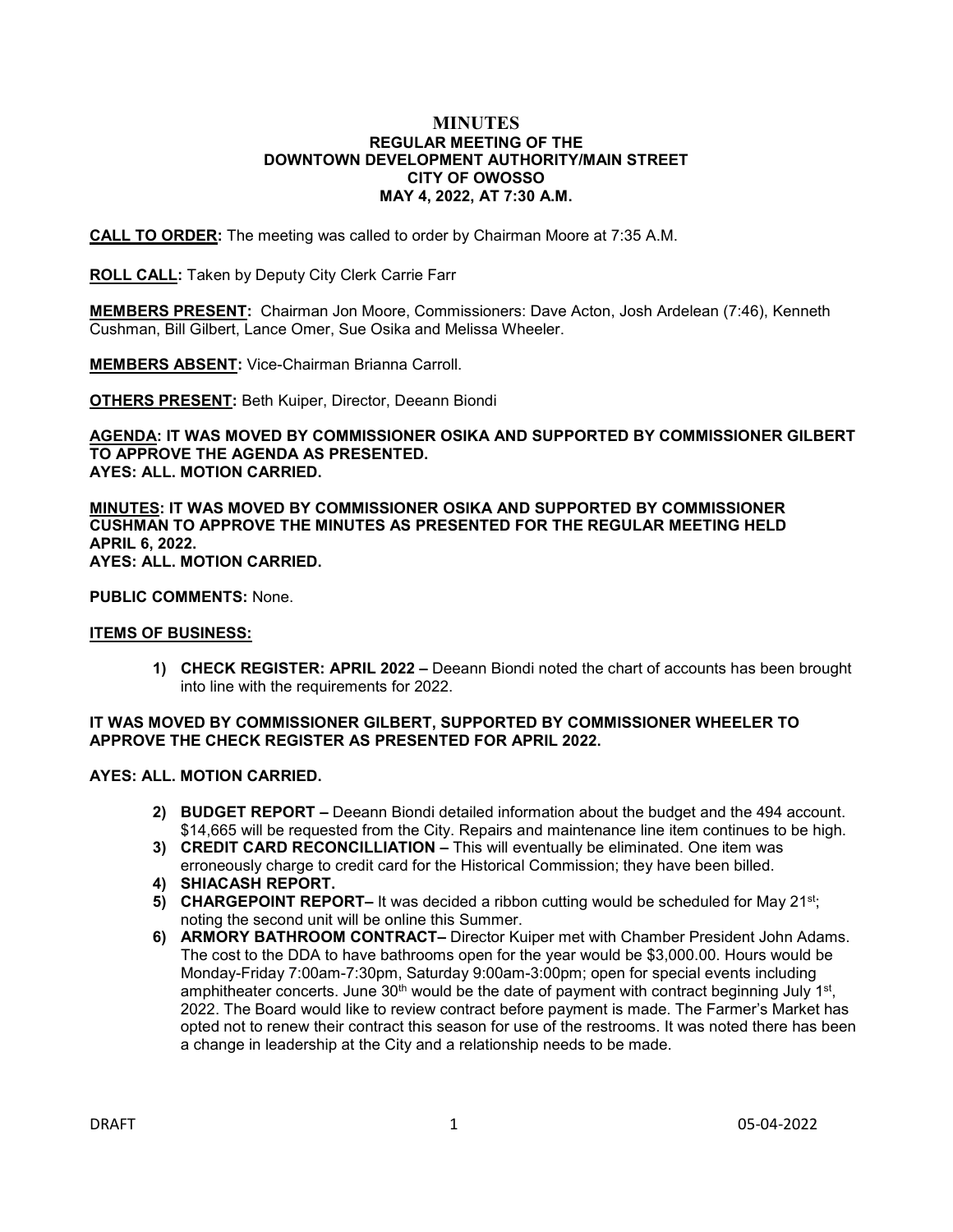# MINUTES

## REGULAR MEETING OF THE DOWNTOWN DEVELOPMENT AUTHORITY/MAIN STREET CITY OF OWOSSO MAY 4, 2022, AT 7:30 A.M.

**CALL TO ORDER:** The meeting was called to order by Chairman Moore at 7:35 A.M.

**ROLL CALL:** Taken by Deputy City Clerk Carrie Farr

**MEMBERS PRESENT:** Chairman Jon Moore, Commissioners: Dave Acton, Josh Ardelean (7:46), Kenneth Cushman, Bill Gilbert, Lance Omer, Sue Osika and Melissa Wheeler.

**MEMBERS ABSENT:** Vice-Chairman Brianna Carroll.

**OTHERS PRESENT:** Beth Kuiper, Director, Deeann Biondi

**AGENDA: IT WAS MOVED BY COMMISSIONER OSIKA AND SUPPORTED BY COMMISSIONER GILBERT TO APPROVE THE AGENDA AS PRESENTED.**
**AYES: ALL. MOTION CARRIED.**

**MINUTES: IT WAS MOVED BY COMMISSIONER OSIKA AND SUPPORTED BY COMMISSIONER CUSHMAN TO APPROVE THE MINUTES AS PRESENTED FOR THE REGULAR MEETING HELD APRIL 6, 2022.**
**AYES: ALL. MOTION CARRIED.**

**PUBLIC COMMENTS:** None.

**ITEMS OF BUSINESS:**

1) **CHECK REGISTER: APRIL 2022 –** Deeann Biondi noted the chart of accounts has been brought into line with the requirements for 2022.

**IT WAS MOVED BY COMMISSIONER GILBERT, SUPPORTED BY COMMISSIONER WHEELER TO APPROVE THE CHECK REGISTER AS PRESENTED FOR APRIL 2022.**

**AYES: ALL. MOTION CARRIED.**

2) **BUDGET REPORT –** Deeann Biondi detailed information about the budget and the 494 account. $14,665 will be requested from the City. Repairs and maintenance line item continues to be high.
3) **CREDIT CARD RECONCILLIATION –** This will eventually be eliminated. One item was erroneously charge to credit card for the Historical Commission; they have been billed.
4) **SHIACASH REPORT.**
5) **CHARGEPOINT REPORT–** It was decided a ribbon cutting would be scheduled for May 21st; noting the second unit will be online this Summer.
6) **ARMORY BATHROOM CONTRACT–** Director Kuiper met with Chamber President John Adams. The cost to the DDA to have bathrooms open for the year would be $3,000.00. Hours would be Monday-Friday 7:00am-7:30pm, Saturday 9:00am-3:00pm; open for special events including amphitheater concerts. June 30th would be the date of payment with contract beginning July 1st, 2022. The Board would like to review contract before payment is made. The Farmer's Market has opted not to renew their contract this season for use of the restrooms. It was noted there has been a change in leadership at the City and a relationship needs to be made.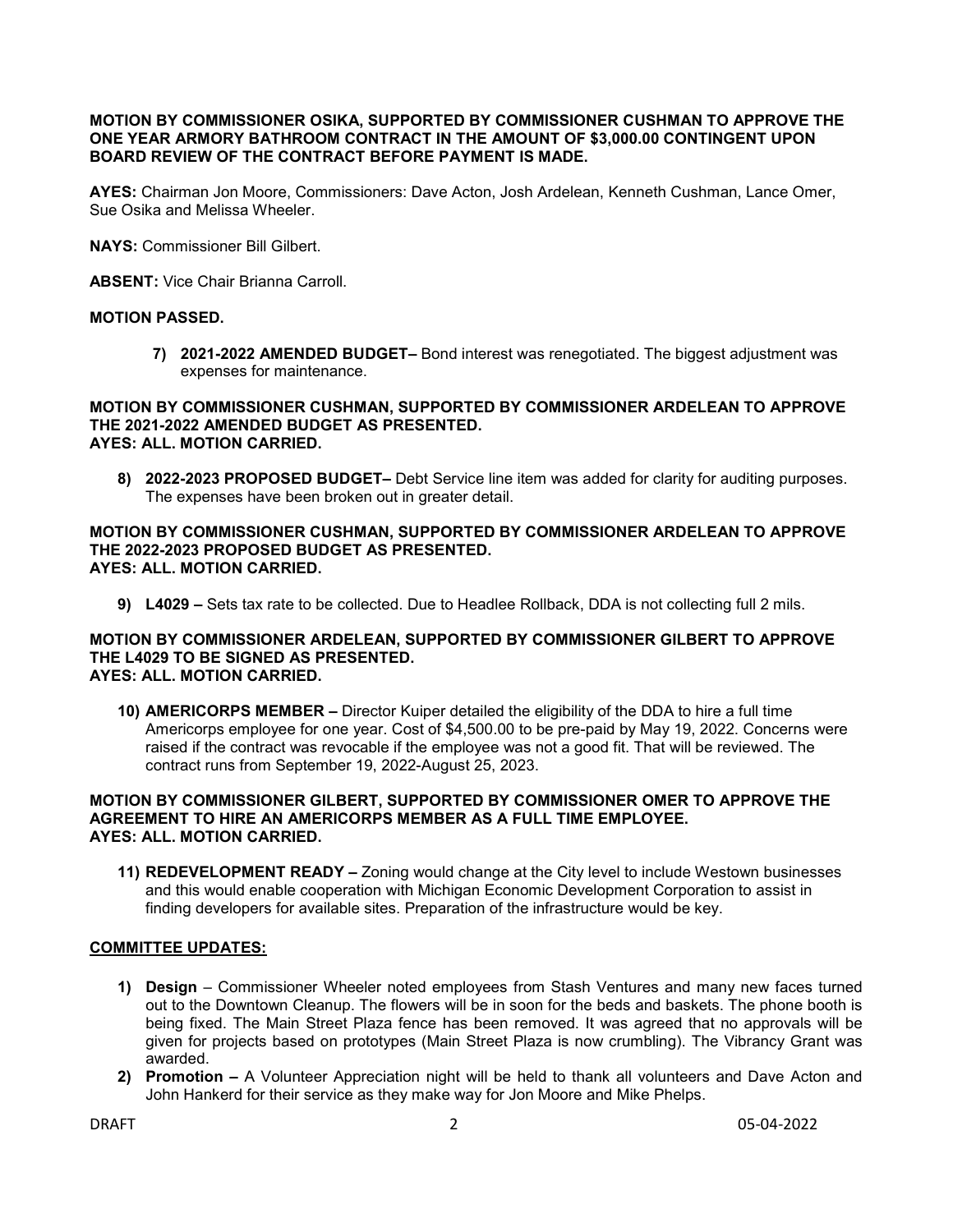**MOTION BY COMMISSIONER OSIKA, SUPPORTED BY COMMISSIONER CUSHMAN TO APPROVE THE ONE YEAR ARMORY BATHROOM CONTRACT IN THE AMOUNT OF $3,000.00 CONTINGENT UPON BOARD REVIEW OF THE CONTRACT BEFORE PAYMENT IS MADE.**

**AYES:** Chairman Jon Moore, Commissioners: Dave Acton, Josh Ardelean, Kenneth Cushman, Lance Omer, Sue Osika and Melissa Wheeler.

**NAYS:** Commissioner Bill Gilbert.

**ABSENT:** Vice Chair Brianna Carroll.

**MOTION PASSED.**

7) **2021-2022 AMENDED BUDGET–** Bond interest was renegotiated. The biggest adjustment was expenses for maintenance.

**MOTION BY COMMISSIONER CUSHMAN, SUPPORTED BY COMMISSIONER ARDELEAN TO APPROVE THE 2021-2022 AMENDED BUDGET AS PRESENTED.**
**AYES: ALL. MOTION CARRIED.**

8) **2022-2023 PROPOSED BUDGET–** Debt Service line item was added for clarity for auditing purposes. The expenses have been broken out in greater detail.

**MOTION BY COMMISSIONER CUSHMAN, SUPPORTED BY COMMISSIONER ARDELEAN TO APPROVE THE 2022-2023 PROPOSED BUDGET AS PRESENTED.**
**AYES: ALL. MOTION CARRIED.**

9) **L4029 –** Sets tax rate to be collected. Due to Headlee Rollback, DDA is not collecting full 2 mils.

**MOTION BY COMMISSIONER ARDELEAN, SUPPORTED BY COMMISSIONER GILBERT TO APPROVE THE L4029 TO BE SIGNED AS PRESENTED.**
**AYES: ALL. MOTION CARRIED.**

10) **AMERICORPS MEMBER –** Director Kuiper detailed the eligibility of the DDA to hire a full time Americorps employee for one year. Cost of $4,500.00 to be pre-paid by May 19, 2022. Concerns were raised if the contract was revocable if the employee was not a good fit. That will be reviewed. The contract runs from September 19, 2022-August 25, 2023.

**MOTION BY COMMISSIONER GILBERT, SUPPORTED BY COMMISSIONER OMER TO APPROVE THE AGREEMENT TO HIRE AN AMERICORPS MEMBER AS A FULL TIME EMPLOYEE.**
**AYES: ALL. MOTION CARRIED.**

11) **REDEVELOPMENT READY –** Zoning would change at the City level to include Westown businesses and this would enable cooperation with Michigan Economic Development Corporation to assist in finding developers for available sites. Preparation of the infrastructure would be key.

**COMMITTEE UPDATES:**

1) **Design** – Commissioner Wheeler noted employees from Stash Ventures and many new faces turned out to the Downtown Cleanup. The flowers will be in soon for the beds and baskets. The phone booth is being fixed. The Main Street Plaza fence has been removed. It was agreed that no approvals will be given for projects based on prototypes (Main Street Plaza is now crumbling). The Vibrancy Grant was awarded.
2) **Promotion –** A Volunteer Appreciation night will be held to thank all volunteers and Dave Acton and John Hankerd for their service as they make way for Jon Moore and Mike Phelps.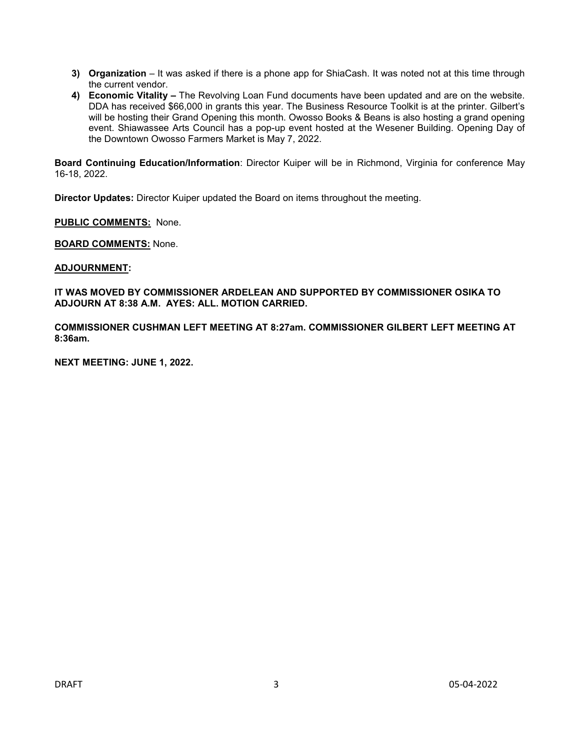3) **Organization** – It was asked if there is a phone app for ShiaCash. It was noted not at this time through the current vendor.
4) **Economic Vitality –** The Revolving Loan Fund documents have been updated and are on the website. DDA has received $66,000 in grants this year. The Business Resource Toolkit is at the printer. Gilbert's will be hosting their Grand Opening this month. Owosso Books & Beans is also hosting a grand opening event. Shiawassee Arts Council has a pop-up event hosted at the Wesener Building. Opening Day of the Downtown Owosso Farmers Market is May 7, 2022.

**Board Continuing Education/Information**: Director Kuiper will be in Richmond, Virginia for conference May 16-18, 2022.

**Director Updates:** Director Kuiper updated the Board on items throughout the meeting.

**PUBLIC COMMENTS:** None.

**BOARD COMMENTS:** None.

**ADJOURNMENT:**

**IT WAS MOVED BY COMMISSIONER ARDELEAN AND SUPPORTED BY COMMISSIONER OSIKA TO ADJOURN AT 8:38 A.M. AYES: ALL. MOTION CARRIED.**

**COMMISSIONER CUSHMAN LEFT MEETING AT 8:27am. COMMISSIONER GILBERT LEFT MEETING AT 8:36am.**

**NEXT MEETING: JUNE 1, 2022.**